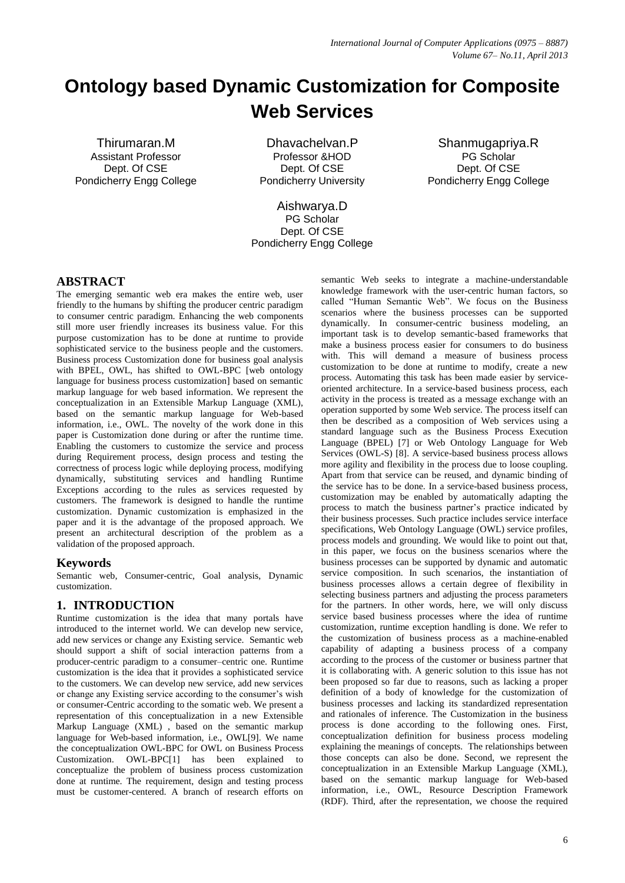# Ontology based Dynamic Customization for Composite Web Services

Thirumaran.M
Assistant Professor
Dept. Of CSE
Pondicherry Engg College

Dhavachelvan.P
Professor &HOD
Dept. Of CSE
Pondicherry University

Shanmugapriya.R
PG Scholar
Dept. Of CSE
Pondicherry Engg College

Aishwarya.D
PG Scholar
Dept. Of CSE
Pondicherry Engg College

## ABSTRACT

The emerging semantic web era makes the entire web, user friendly to the humans by shifting the producer centric paradigm to consumer centric paradigm. Enhancing the web components still more user friendly increases its business value. For this purpose customization has to be done at runtime to provide sophisticated service to the business people and the customers. Business process Customization done for business goal analysis with BPEL, OWL, has shifted to OWL-BPC [web ontology language for business process customization] based on semantic markup language for web based information. We represent the conceptualization in an Extensible Markup Language (XML), based on the semantic markup language for Web-based information, i.e., OWL. The novelty of the work done in this paper is Customization done during or after the runtime time. Enabling the customers to customize the service and process during Requirement process, design process and testing the correctness of process logic while deploying process, modifying dynamically, substituting services and handling Runtime Exceptions according to the rules as services requested by customers. The framework is designed to handle the runtime customization. Dynamic customization is emphasized in the paper and it is the advantage of the proposed approach. We present an architectural description of the problem as a validation of the proposed approach.

## Keywords

Semantic web, Consumer-centric, Goal analysis, Dynamic customization.

## 1. INTRODUCTION

Runtime customization is the idea that many portals have introduced to the internet world. We can develop new service, add new services or change any Existing service. Semantic web should support a shift of social interaction patterns from a producer-centric paradigm to a consumer–centric one. Runtime customization is the idea that it provides a sophisticated service to the customers. We can develop new service, add new services or change any Existing service according to the consumer's wish or consumer-Centric according to the somatic web. We present a representation of this conceptualization in a new Extensible Markup Language (XML) , based on the semantic markup language for Web-based information, i.e., OWL[9]. We name the conceptualization OWL-BPC for OWL on Business Process Customization. OWL-BPC[1] has been explained to conceptualize the problem of business process customization done at runtime. The requirement, design and testing process must be customer-centered. A branch of research efforts on semantic Web seeks to integrate a machine-understandable knowledge framework with the user-centric human factors, so called "Human Semantic Web". We focus on the Business scenarios where the business processes can be supported dynamically. In consumer-centric business modeling, an important task is to develop semantic-based frameworks that make a business process easier for consumers to do business with. This will demand a measure of business process customization to be done at runtime to modify, create a new process. Automating this task has been made easier by service-oriented architecture. In a service-based business process, each activity in the process is treated as a message exchange with an operation supported by some Web service. The process itself can then be described as a composition of Web services using a standard language such as the Business Process Execution Language (BPEL) [7] or Web Ontology Language for Web Services (OWL-S) [8]. A service-based business process allows more agility and flexibility in the process due to loose coupling. Apart from that service can be reused, and dynamic binding of the service has to be done. In a service-based business process, customization may be enabled by automatically adapting the process to match the business partner's practice indicated by their business processes. Such practice includes service interface specifications, Web Ontology Language (OWL) service profiles, process models and grounding. We would like to point out that, in this paper, we focus on the business scenarios where the business processes can be supported by dynamic and automatic service composition. In such scenarios, the instantiation of business processes allows a certain degree of flexibility in selecting business partners and adjusting the process parameters for the partners. In other words, here, we will only discuss service based business processes where the idea of runtime customization, runtime exception handling is done. We refer to the customization of business process as a machine-enabled capability of adapting a business process of a company according to the process of the customer or business partner that it is collaborating with. A generic solution to this issue has not been proposed so far due to reasons, such as lacking a proper definition of a body of knowledge for the customization of business processes and lacking its standardized representation and rationales of inference. The Customization in the business process is done according to the following ones. First, conceptualization definition for business process modeling explaining the meanings of concepts. The relationships between those concepts can also be done. Second, we represent the conceptualization in an Extensible Markup Language (XML), based on the semantic markup language for Web-based information, i.e., OWL, Resource Description Framework (RDF). Third, after the representation, we choose the required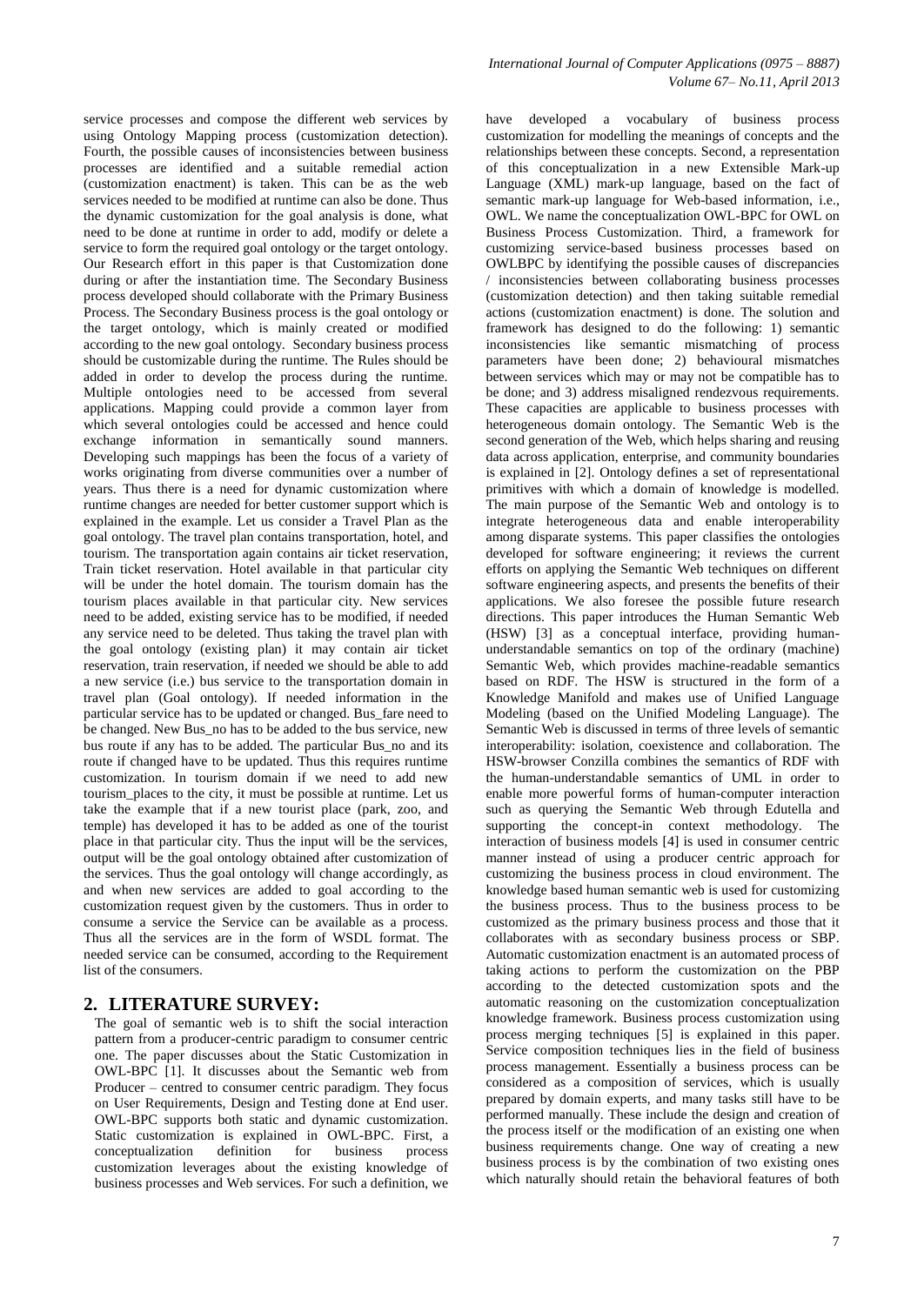service processes and compose the different web services by using Ontology Mapping process (customization detection). Fourth, the possible causes of inconsistencies between business processes are identified and a suitable remedial action (customization enactment) is taken. This can be as the web services needed to be modified at runtime can also be done. Thus the dynamic customization for the goal analysis is done, what need to be done at runtime in order to add, modify or delete a service to form the required goal ontology or the target ontology. Our Research effort in this paper is that Customization done during or after the instantiation time. The Secondary Business process developed should collaborate with the Primary Business Process. The Secondary Business process is the goal ontology or the target ontology, which is mainly created or modified according to the new goal ontology. Secondary business process should be customizable during the runtime. The Rules should be added in order to develop the process during the runtime. Multiple ontologies need to be accessed from several applications. Mapping could provide a common layer from which several ontologies could be accessed and hence could exchange information in semantically sound manners. Developing such mappings has been the focus of a variety of works originating from diverse communities over a number of years. Thus there is a need for dynamic customization where runtime changes are needed for better customer support which is explained in the example. Let us consider a Travel Plan as the goal ontology. The travel plan contains transportation, hotel, and tourism. The transportation again contains air ticket reservation, Train ticket reservation. Hotel available in that particular city will be under the hotel domain. The tourism domain has the tourism places available in that particular city. New services need to be added, existing service has to be modified, if needed any service need to be deleted. Thus taking the travel plan with the goal ontology (existing plan) it may contain air ticket reservation, train reservation, if needed we should be able to add a new service (i.e.) bus service to the transportation domain in travel plan (Goal ontology). If needed information in the particular service has to be updated or changed. Bus_fare need to be changed. New Bus_no has to be added to the bus service, new bus route if any has to be added. The particular Bus_no and its route if changed have to be updated. Thus this requires runtime customization. In tourism domain if we need to add new tourism_places to the city, it must be possible at runtime. Let us take the example that if a new tourist place (park, zoo, and temple) has developed it has to be added as one of the tourist place in that particular city. Thus the input will be the services, output will be the goal ontology obtained after customization of the services. Thus the goal ontology will change accordingly, as and when new services are added to goal according to the customization request given by the customers. Thus in order to consume a service the Service can be available as a process. Thus all the services are in the form of WSDL format. The needed service can be consumed, according to the Requirement list of the consumers.

## 2. LITERATURE SURVEY:

The goal of semantic web is to shift the social interaction pattern from a producer-centric paradigm to consumer centric one. The paper discusses about the Static Customization in OWL-BPC [1]. It discusses about the Semantic web from Producer – centred to consumer centric paradigm. They focus on User Requirements, Design and Testing done at End user. OWL-BPC supports both static and dynamic customization. Static customization is explained in OWL-BPC. First, a conceptualization definition for business process customization leverages about the existing knowledge of business processes and Web services. For such a definition, we have developed a vocabulary of business process customization for modelling the meanings of concepts and the relationships between these concepts. Second, a representation of this conceptualization in a new Extensible Mark-up Language (XML) mark-up language, based on the fact of semantic mark-up language for Web-based information, i.e., OWL. We name the conceptualization OWL-BPC for OWL on Business Process Customization. Third, a framework for customizing service-based business processes based on OWLBPC by identifying the possible causes of discrepancies / inconsistencies between collaborating business processes (customization detection) and then taking suitable remedial actions (customization enactment) is done. The solution and framework has designed to do the following: 1) semantic inconsistencies like semantic mismatching of process parameters have been done; 2) behavioural mismatches between services which may or may not be compatible has to be done; and 3) address misaligned rendezvous requirements. These capacities are applicable to business processes with heterogeneous domain ontology. The Semantic Web is the second generation of the Web, which helps sharing and reusing data across application, enterprise, and community boundaries is explained in [2]. Ontology defines a set of representational primitives with which a domain of knowledge is modelled. The main purpose of the Semantic Web and ontology is to integrate heterogeneous data and enable interoperability among disparate systems. This paper classifies the ontologies developed for software engineering; it reviews the current efforts on applying the Semantic Web techniques on different software engineering aspects, and presents the benefits of their applications. We also foresee the possible future research directions. This paper introduces the Human Semantic Web (HSW) [3] as a conceptual interface, providing human-understandable semantics on top of the ordinary (machine) Semantic Web, which provides machine-readable semantics based on RDF. The HSW is structured in the form of a Knowledge Manifold and makes use of Unified Language Modeling (based on the Unified Modeling Language). The Semantic Web is discussed in terms of three levels of semantic interoperability: isolation, coexistence and collaboration. The HSW-browser Conzilla combines the semantics of RDF with the human-understandable semantics of UML in order to enable more powerful forms of human-computer interaction such as querying the Semantic Web through Edutella and supporting the concept-in context methodology. The interaction of business models [4] is used in consumer centric manner instead of using a producer centric approach for customizing the business process in cloud environment. The knowledge based human semantic web is used for customizing the business process. Thus to the business process to be customized as the primary business process and those that it collaborates with as secondary business process or SBP. Automatic customization enactment is an automated process of taking actions to perform the customization on the PBP according to the detected customization spots and the automatic reasoning on the customization conceptualization knowledge framework. Business process customization using process merging techniques [5] is explained in this paper. Service composition techniques lies in the field of business process management. Essentially a business process can be considered as a composition of services, which is usually prepared by domain experts, and many tasks still have to be performed manually. These include the design and creation of the process itself or the modification of an existing one when business requirements change. One way of creating a new business process is by the combination of two existing ones which naturally should retain the behavioral features of both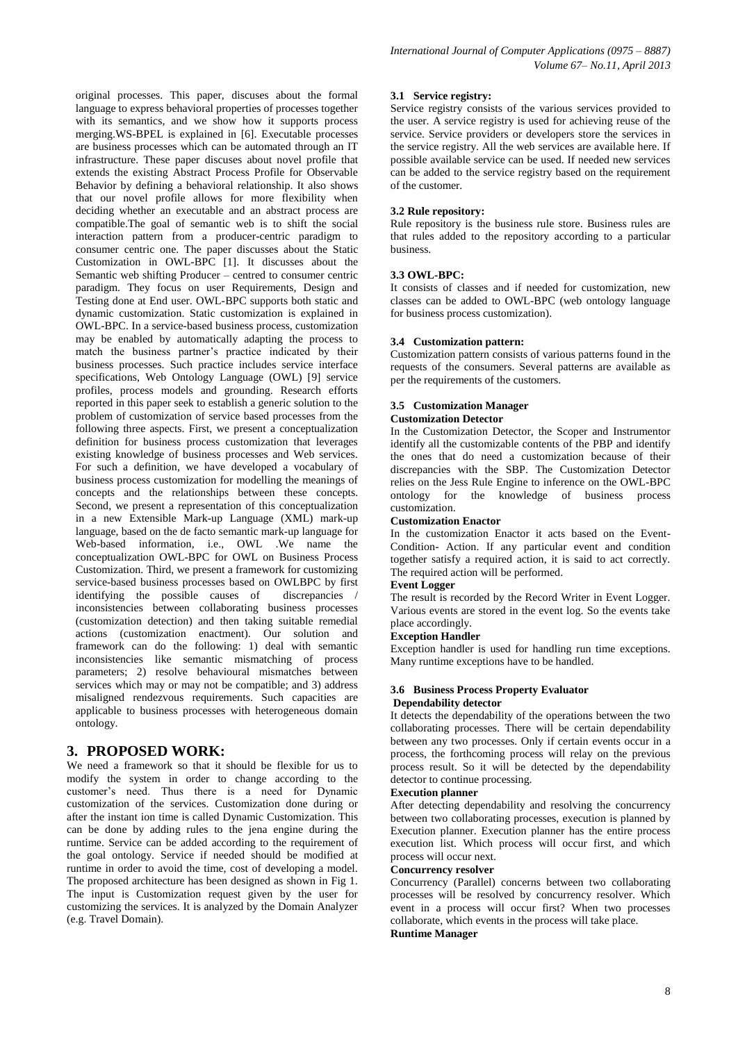original processes. This paper, discuses about the formal language to express behavioral properties of processes together with its semantics, and we show how it supports process merging.WS-BPEL is explained in [6]. Executable processes are business processes which can be automated through an IT infrastructure. These paper discuses about novel profile that extends the existing Abstract Process Profile for Observable Behavior by defining a behavioral relationship. It also shows that our novel profile allows for more flexibility when deciding whether an executable and an abstract process are compatible.The goal of semantic web is to shift the social interaction pattern from a producer-centric paradigm to consumer centric one. The paper discusses about the Static Customization in OWL-BPC [1]. It discusses about the Semantic web shifting Producer – centred to consumer centric paradigm. They focus on user Requirements, Design and Testing done at End user. OWL-BPC supports both static and dynamic customization. Static customization is explained in OWL-BPC. In a service-based business process, customization may be enabled by automatically adapting the process to match the business partner's practice indicated by their business processes. Such practice includes service interface specifications, Web Ontology Language (OWL) [9] service profiles, process models and grounding. Research efforts reported in this paper seek to establish a generic solution to the problem of customization of service based processes from the following three aspects. First, we present a conceptualization definition for business process customization that leverages existing knowledge of business processes and Web services. For such a definition, we have developed a vocabulary of business process customization for modelling the meanings of concepts and the relationships between these concepts. Second, we present a representation of this conceptualization in a new Extensible Mark-up Language (XML) mark-up language, based on the de facto semantic mark-up language for Web-based information, i.e., OWL .We name the conceptualization OWL-BPC for OWL on Business Process Customization. Third, we present a framework for customizing service-based business processes based on OWLBPC by first identifying the possible causes of discrepancies / inconsistencies between collaborating business processes (customization detection) and then taking suitable remedial actions (customization enactment). Our solution and framework can do the following: 1) deal with semantic inconsistencies like semantic mismatching of process parameters; 2) resolve behavioural mismatches between services which may or may not be compatible; and 3) address misaligned rendezvous requirements. Such capacities are applicable to business processes with heterogeneous domain ontology.

## 3. PROPOSED WORK:

We need a framework so that it should be flexible for us to modify the system in order to change according to the customer's need. Thus there is a need for Dynamic customization of the services. Customization done during or after the instant ion time is called Dynamic Customization. This can be done by adding rules to the jena engine during the runtime. Service can be added according to the requirement of the goal ontology. Service if needed should be modified at runtime in order to avoid the time, cost of developing a model. The proposed architecture has been designed as shown in Fig 1. The input is Customization request given by the user for customizing the services. It is analyzed by the Domain Analyzer (e.g. Travel Domain).

### 3.1 Service registry:

Service registry consists of the various services provided to the user. A service registry is used for achieving reuse of the service. Service providers or developers store the services in the service registry. All the web services are available here. If possible available service can be used. If needed new services can be added to the service registry based on the requirement of the customer.

### 3.2 Rule repository:

Rule repository is the business rule store. Business rules are that rules added to the repository according to a particular business.

### 3.3 OWL-BPC:

It consists of classes and if needed for customization, new classes can be added to OWL-BPC (web ontology language for business process customization).

### 3.4 Customization pattern:

Customization pattern consists of various patterns found in the requests of the consumers. Several patterns are available as per the requirements of the customers.

### 3.5 Customization Manager

**Customization Detector**

In the Customization Detector, the Scoper and Instrumentor identify all the customizable contents of the PBP and identify the ones that do need a customization because of their discrepancies with the SBP. The Customization Detector relies on the Jess Rule Engine to inference on the OWL-BPC ontology for the knowledge of business process customization.

**Customization Enactor**

In the customization Enactor it acts based on the Event-Condition- Action. If any particular event and condition together satisfy a required action, it is said to act correctly. The required action will be performed.

**Event Logger**

The result is recorded by the Record Writer in Event Logger. Various events are stored in the event log. So the events take place accordingly.

**Exception Handler**

Exception handler is used for handling run time exceptions. Many runtime exceptions have to be handled.

### 3.6 Business Process Property Evaluator

**Dependability detector**

It detects the dependability of the operations between the two collaborating processes. There will be certain dependability between any two processes. Only if certain events occur in a process, the forthcoming process will relay on the previous process result. So it will be detected by the dependability detector to continue processing.

**Execution planner**

After detecting dependability and resolving the concurrency between two collaborating processes, execution is planned by Execution planner. Execution planner has the entire process execution list. Which process will occur first, and which process will occur next.

**Concurrency resolver**

Concurrency (Parallel) concerns between two collaborating processes will be resolved by concurrency resolver. Which event in a process will occur first? When two processes collaborate, which events in the process will take place.

**Runtime Manager**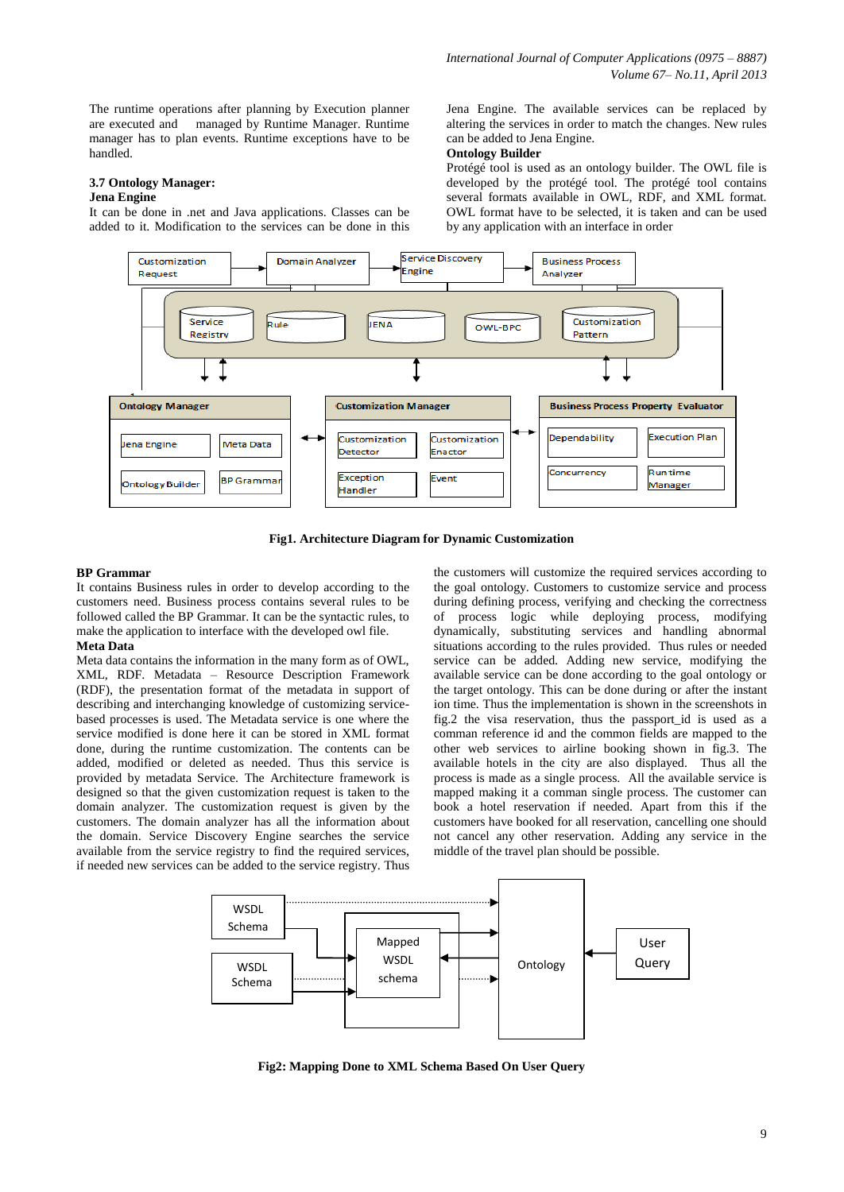The runtime operations after planning by Execution planner are executed and managed by Runtime Manager. Runtime manager has to plan events. Runtime exceptions have to be handled.

### 3.7 Ontology Manager:

**Jena Engine**

It can be done in .net and Java applications. Classes can be added to it. Modification to the services can be done in this Jena Engine. The available services can be replaced by altering the services in order to match the changes. New rules can be added to Jena Engine.

**Ontology Builder**

Protégé tool is used as an ontology builder. The OWL file is developed by the protégé tool. The protégé tool contains several formats available in OWL, RDF, and XML format. OWL format have to be selected, it is taken and can be used by any application with an interface in order

**Fig1. Architecture Diagram for Dynamic Customization**

**BP Grammar**

It contains Business rules in order to develop according to the customers need. Business process contains several rules to be followed called the BP Grammar. It can be the syntactic rules, to make the application to interface with the developed owl file.

**Meta Data**

Meta data contains the information in the many form as of OWL, XML, RDF. Metadata – Resource Description Framework (RDF), the presentation format of the metadata in support of describing and interchanging knowledge of customizing service-based processes is used. The Metadata service is one where the service modified is done here it can be stored in XML format done, during the runtime customization. The contents can be added, modified or deleted as needed. Thus this service is provided by metadata Service. The Architecture framework is designed so that the given customization request is taken to the domain analyzer. The customization request is given by the customers. The domain analyzer has all the information about the domain. Service Discovery Engine searches the service available from the service registry to find the required services, if needed new services can be added to the service registry. Thus the customers will customize the required services according to the goal ontology. Customers to customize service and process during defining process, verifying and checking the correctness of process logic while deploying process, modifying dynamically, substituting services and handling abnormal situations according to the rules provided. Thus rules or needed service can be added. Adding new service, modifying the available service can be done according to the goal ontology or the target ontology. This can be done during or after the instant ion time. Thus the implementation is shown in the screenshots in fig.2 the visa reservation, thus the passport_id is used as a comman reference id and the common fields are mapped to the other web services to airline booking shown in fig.3. The available hotels in the city are also displayed. Thus all the process is made as a single process. All the available service is mapped making it a comman single process. The customer can book a hotel reservation if needed. Apart from this if the customers have booked for all reservation, cancelling one should not cancel any other reservation. Adding any service in the middle of the travel plan should be possible.

**Fig2: Mapping Done to XML Schema Based On User Query**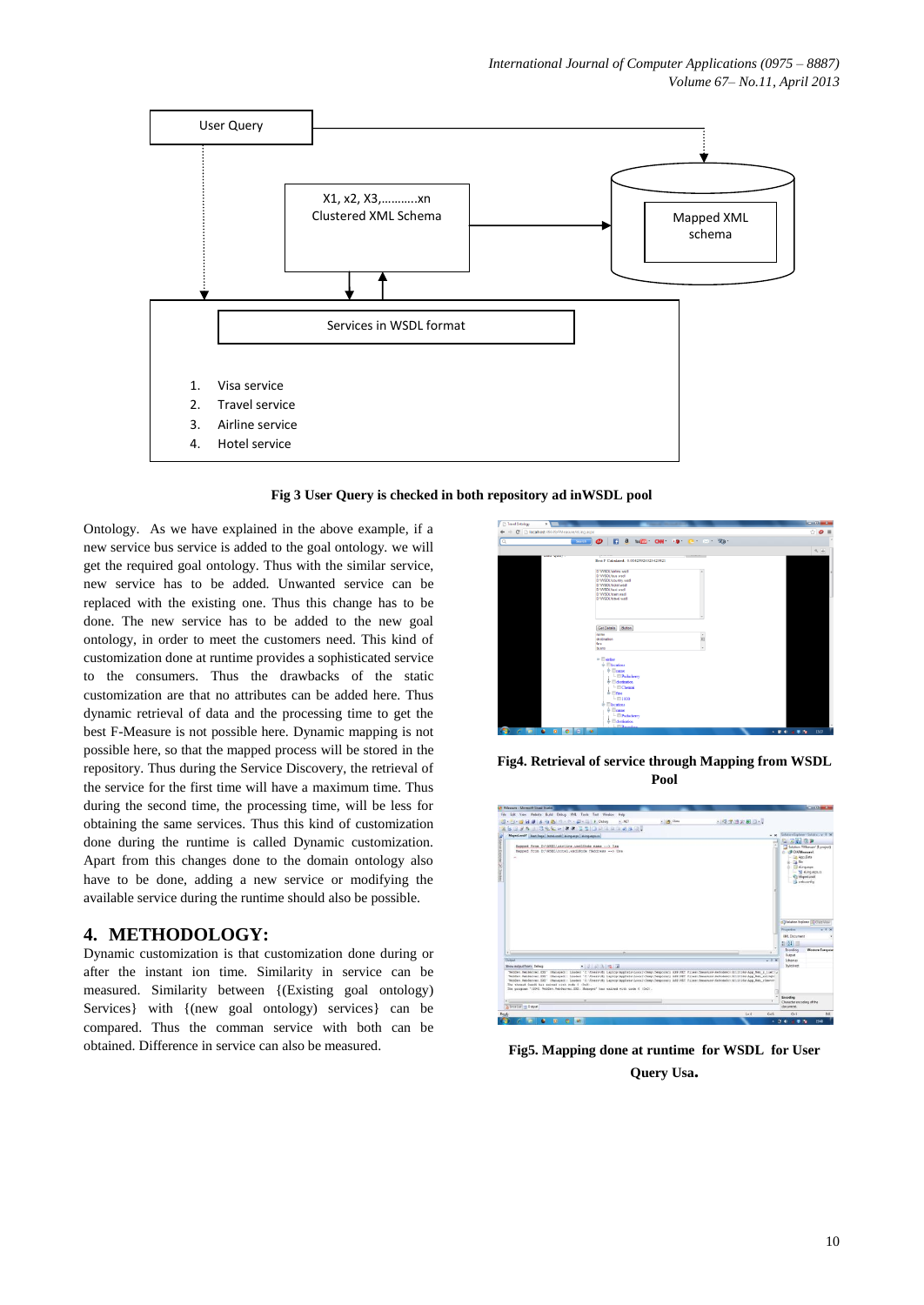User Query

X1, x2, X3,………..xn
Clustered XML Schema

Mapped XML schema

Services in WSDL format

1. Visa service
2. Travel service
3. Airline service
4. Hotel service

**Fig 3 User Query is checked in both repository ad inWSDL pool**

Ontology. As we have explained in the above example, if a new service bus service is added to the goal ontology. we will get the required goal ontology. Thus with the similar service, new service has to be added. Unwanted service can be replaced with the existing one. Thus this change has to be done. The new service has to be added to the new goal ontology, in order to meet the customers need. This kind of customization done at runtime provides a sophisticated service to the consumers. Thus the drawbacks of the static customization are that no attributes can be added here. Thus dynamic retrieval of data and the processing time to get the best F-Measure is not possible here. Dynamic mapping is not possible here, so that the mapped process will be stored in the repository. Thus during the Service Discovery, the retrieval of the service for the first time will have a maximum time. Thus during the second time, the processing time, will be less for obtaining the same services. Thus this kind of customization done during the runtime is called Dynamic customization. Apart from this changes done to the domain ontology also have to be done, adding a new service or modifying the available service during the runtime should also be possible.

## 4. METHODOLOGY:

Dynamic customization is that customization done during or after the instant ion time. Similarity in service can be measured. Similarity between {(Existing goal ontology) Services} with {(new goal ontology) services} can be compared. Thus the comman service with both can be obtained. Difference in service can also be measured.

**Fig4. Retrieval of service through Mapping from WSDL Pool**

**Fig5. Mapping done at runtime for WSDL for User Query Usa.**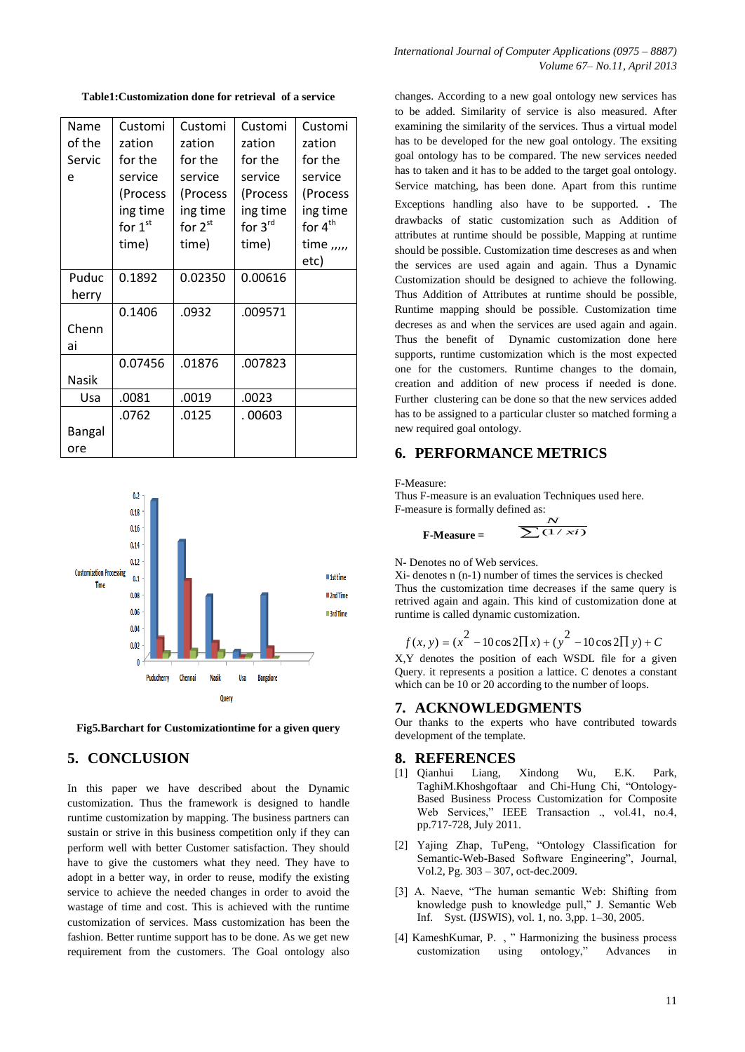**Table1:Customization done for retrieval of a service**

| Name of the Service | Customization for the service (Processing time for 1st time) | Customization for the service (Processing time for 2nd time) | Customization for the service (Processing time for 3rd time) | Customization for the service (Processing time for 4th time ,,,,, etc) |
|---|---|---|---|---|
| Puducherry | 0.1892 | 0.02350 | 0.00616 | |
| Chennai | 0.1406 | .0932 | .009571 | |
| Nasik | 0.07456 | .01876 | .007823 | |
| Usa | .0081 | .0019 | .0023 | |
| Bangalore | .0762 | .0125 | . 00603 | |

**Fig5.Barchart for Customizationtime for a given query**

## 5. CONCLUSION

In this paper we have described about the Dynamic customization. Thus the framework is designed to handle runtime customization by mapping. The business partners can sustain or strive in this business competition only if they can perform well with better Customer satisfaction. They should have to give the customers what they need. They have to adopt in a better way, in order to reuse, modify the existing service to achieve the needed changes in order to avoid the wastage of time and cost. This is achieved with the runtime customization of services. Mass customization has been the fashion. Better runtime support has to be done. As we get new requirement from the customers. The Goal ontology also changes. According to a new goal ontology new services has to be added. Similarity of service is also measured. After examining the similarity of the services. Thus a virtual model has to be developed for the new goal ontology. The exsiting goal ontology has to be compared. The new services needed has to taken and it has to be added to the target goal ontology. Service matching, has been done. Apart from this runtime Exceptions handling also have to be supported. . The drawbacks of static customization such as Addition of attributes at runtime should be possible, Mapping at runtime should be possible. Customization time descreses as and when the services are used again and again. Thus a Dynamic Customization should be designed to achieve the following. Thus Addition of Attributes at runtime should be possible, Runtime mapping should be possible. Customization time decreses as and when the services are used again and again. Thus the benefit of Dynamic customization done here supports, runtime customization which is the most expected one for the customers. Runtime changes to the domain, creation and addition of new process if needed is done. Further clustering can be done so that the new services added has to be assigned to a particular cluster so matched forming a new required goal ontology.

## 6. PERFORMANCE METRICS

F-Measure:

Thus F-measure is an evaluation Techniques used here.

F-measure is formally defined as:

$$\textbf{F-Measure} = \frac{N}{\sum(1/xi)}$$

N- Denotes no of Web services.

Xi- denotes n (n-1) number of times the services is checked

Thus the customization time decreases if the same query is retrived again and again. This kind of customization done at runtime is called dynamic customization.

$$f(x,y) = (x^2 - 10\cos 2\prod x) + (y^2 - 10\cos 2\prod y) + C$$

X,Y denotes the position of each WSDL file for a given Query. it represents a position a lattice. C denotes a constant which can be 10 or 20 according to the number of loops.

## 7. ACKNOWLEDGMENTS

Our thanks to the experts who have contributed towards development of the template.

## 8. REFERENCES

[1] Qianhui Liang, Xindong Wu, E.K. Park, TaghiM.Khoshgoftaar and Chi-Hung Chi, "Ontology-Based Business Process Customization for Composite Web Services," IEEE Transaction ., vol.41, no.4, pp.717-728, July 2011.

[2] Yajing Zhap, TuPeng, "Ontology Classification for Semantic-Web-Based Software Engineering", Journal, Vol.2, Pg. 303 – 307, oct-dec.2009.

[3] A. Naeve, "The human semantic Web: Shifting from knowledge push to knowledge pull," J. Semantic Web Inf. Syst. (IJSWIS), vol. 1, no. 3,pp. 1–30, 2005.

[4] KameshKumar, P. , " Harmonizing the business process customization using ontology," Advances in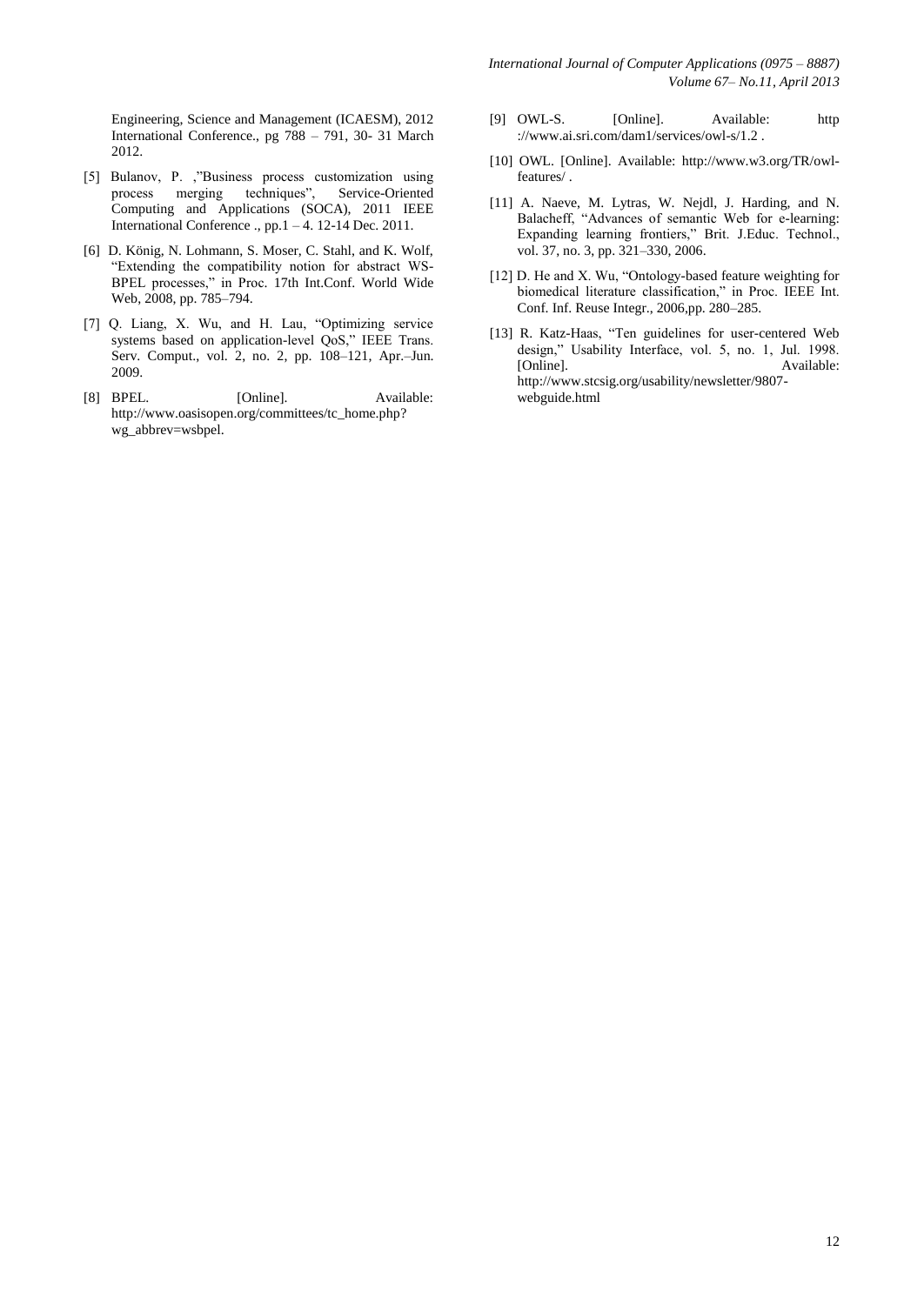Engineering, Science and Management (ICAESM), 2012 International Conference., pg 788 – 791, 30- 31 March 2012.

[5] Bulanov, P. ,"Business process customization using process merging techniques", Service-Oriented Computing and Applications (SOCA), 2011 IEEE International Conference ., pp.1 – 4. 12-14 Dec. 2011.

[6] D. König, N. Lohmann, S. Moser, C. Stahl, and K. Wolf, "Extending the compatibility notion for abstract WS-BPEL processes," in Proc. 17th Int.Conf. World Wide Web, 2008, pp. 785–794.

[7] Q. Liang, X. Wu, and H. Lau, "Optimizing service systems based on application-level QoS," IEEE Trans. Serv. Comput., vol. 2, no. 2, pp. 108–121, Apr.–Jun. 2009.

[8] BPEL. [Online]. Available: http://www.oasisopen.org/committees/tc_home.php?wg_abbrev=wsbpel.

[9] OWL-S. [Online]. Available: http ://www.ai.sri.com/dam1/services/owl-s/1.2 .

[10] OWL. [Online]. Available: http://www.w3.org/TR/owl-features/ .

[11] A. Naeve, M. Lytras, W. Nejdl, J. Harding, and N. Balacheff, "Advances of semantic Web for e-learning: Expanding learning frontiers," Brit. J.Educ. Technol., vol. 37, no. 3, pp. 321–330, 2006.

[12] D. He and X. Wu, "Ontology-based feature weighting for biomedical literature classification," in Proc. IEEE Int. Conf. Inf. Reuse Integr., 2006,pp. 280–285.

[13] R. Katz-Haas, "Ten guidelines for user-centered Web design," Usability Interface, vol. 5, no. 1, Jul. 1998. [Online]. Available: http://www.stcsig.org/usability/newsletter/9807-webguide.html